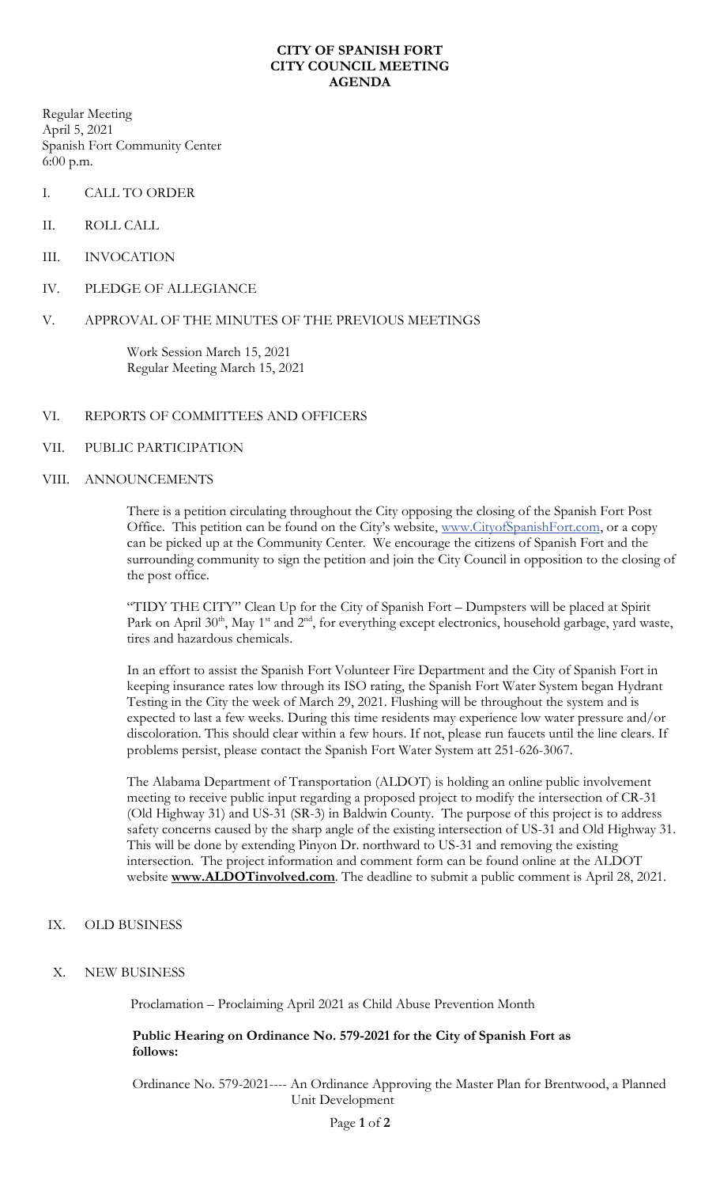# CITY OF SPANISH FORT
# CITY COUNCIL MEETING
# AGENDA

Regular Meeting
April 5, 2021
Spanish Fort Community Center
6:00 p.m.

I. CALL TO ORDER

II. ROLL CALL

III. INVOCATION

IV. PLEDGE OF ALLEGIANCE

V. APPROVAL OF THE MINUTES OF THE PREVIOUS MEETINGS

Work Session March 15, 2021
Regular Meeting March 15, 2021

VI. REPORTS OF COMMITTEES AND OFFICERS

VII. PUBLIC PARTICIPATION

VIII. ANNOUNCEMENTS

There is a petition circulating throughout the City opposing the closing of the Spanish Fort Post Office. This petition can be found on the City's website, www.CityofSpanishFort.com, or a copy can be picked up at the Community Center. We encourage the citizens of Spanish Fort and the surrounding community to sign the petition and join the City Council in opposition to the closing of the post office.

"TIDY THE CITY" Clean Up for the City of Spanish Fort – Dumpsters will be placed at Spirit Park on April 30th, May 1st and 2nd, for everything except electronics, household garbage, yard waste, tires and hazardous chemicals.

In an effort to assist the Spanish Fort Volunteer Fire Department and the City of Spanish Fort in keeping insurance rates low through its ISO rating, the Spanish Fort Water System began Hydrant Testing in the City the week of March 29, 2021. Flushing will be throughout the system and is expected to last a few weeks. During this time residents may experience low water pressure and/or discoloration. This should clear within a few hours. If not, please run faucets until the line clears. If problems persist, please contact the Spanish Fort Water System att 251-626-3067.

The Alabama Department of Transportation (ALDOT) is holding an online public involvement meeting to receive public input regarding a proposed project to modify the intersection of CR-31 (Old Highway 31) and US-31 (SR-3) in Baldwin County. The purpose of this project is to address safety concerns caused by the sharp angle of the existing intersection of US-31 and Old Highway 31. This will be done by extending Pinyon Dr. northward to US-31 and removing the existing intersection. The project information and comment form can be found online at the ALDOT website **www.ALDOTinvolved.com**. The deadline to submit a public comment is April 28, 2021.

IX. OLD BUSINESS

X. NEW BUSINESS

Proclamation – Proclaiming April 2021 as Child Abuse Prevention Month

**Public Hearing on Ordinance No. 579-2021 for the City of Spanish Fort as follows:**

Ordinance No. 579-2021---- An Ordinance Approving the Master Plan for Brentwood, a Planned Unit Development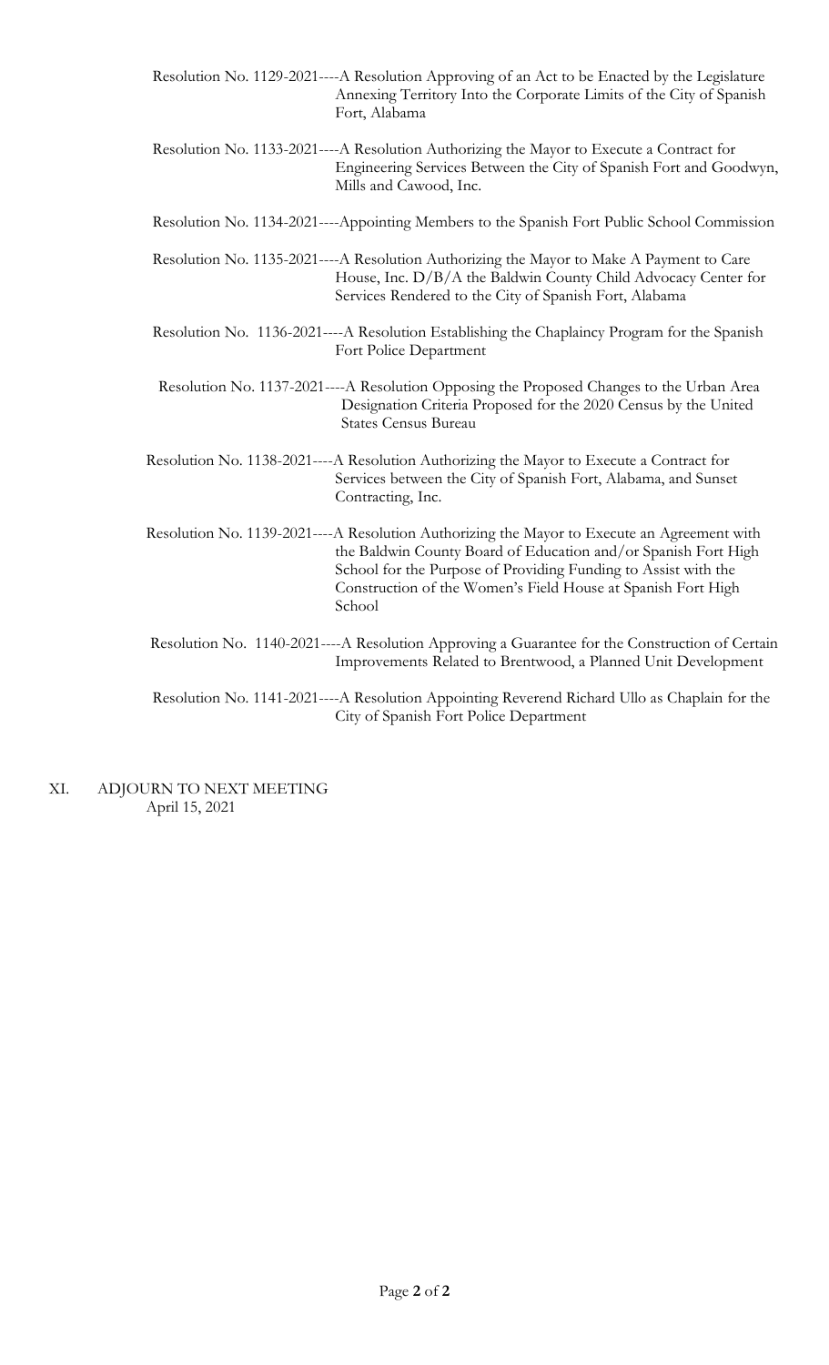Resolution No. 1129-2021----A Resolution Approving of an Act to be Enacted by the Legislature Annexing Territory Into the Corporate Limits of the City of Spanish Fort, Alabama

Resolution No. 1133-2021----A Resolution Authorizing the Mayor to Execute a Contract for Engineering Services Between the City of Spanish Fort and Goodwyn, Mills and Cawood, Inc.

Resolution No. 1134-2021----Appointing Members to the Spanish Fort Public School Commission

Resolution No. 1135-2021----A Resolution Authorizing the Mayor to Make A Payment to Care House, Inc. D/B/A the Baldwin County Child Advocacy Center for Services Rendered to the City of Spanish Fort, Alabama

Resolution No. 1136-2021----A Resolution Establishing the Chaplaincy Program for the Spanish Fort Police Department

Resolution No. 1137-2021----A Resolution Opposing the Proposed Changes to the Urban Area Designation Criteria Proposed for the 2020 Census by the United States Census Bureau

Resolution No. 1138-2021----A Resolution Authorizing the Mayor to Execute a Contract for Services between the City of Spanish Fort, Alabama, and Sunset Contracting, Inc.

Resolution No. 1139-2021----A Resolution Authorizing the Mayor to Execute an Agreement with the Baldwin County Board of Education and/or Spanish Fort High School for the Purpose of Providing Funding to Assist with the Construction of the Women's Field House at Spanish Fort High School

Resolution No. 1140-2021----A Resolution Approving a Guarantee for the Construction of Certain Improvements Related to Brentwood, a Planned Unit Development

Resolution No. 1141-2021----A Resolution Appointing Reverend Richard Ullo as Chaplain for the City of Spanish Fort Police Department

XI. ADJOURN TO NEXT MEETING
April 15, 2021